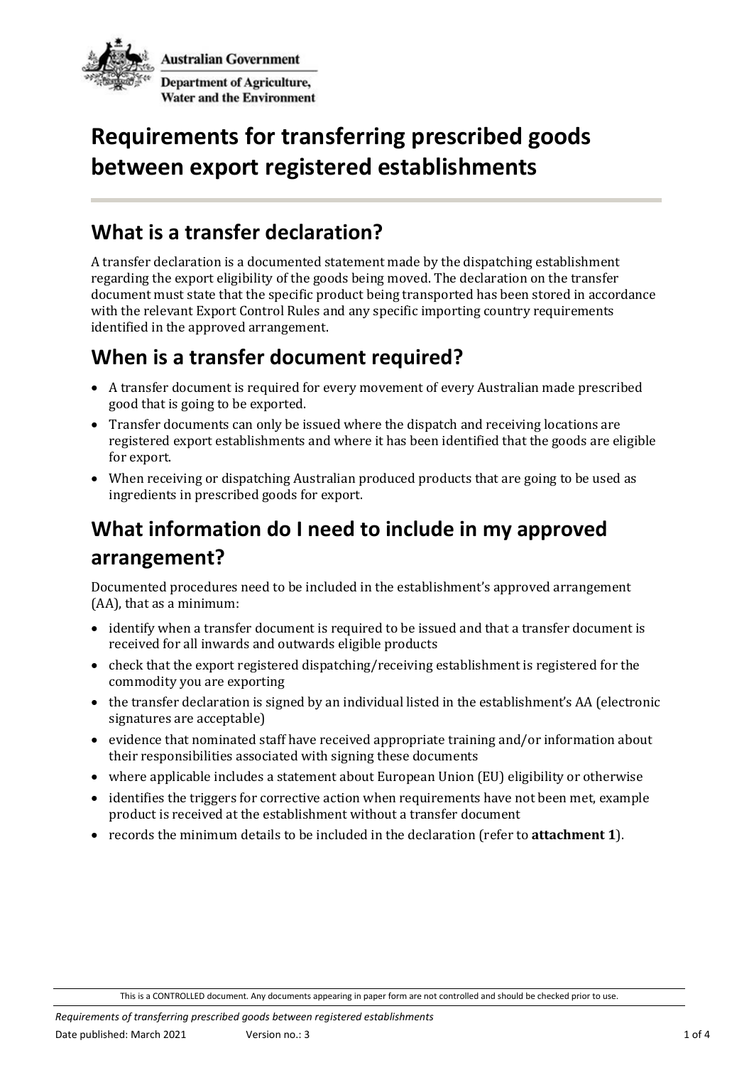# Requirements for transferring prescribed goods between export registered establishments

## What is a transfer declaration?

A transfer declaration is a documented statement made by the dispatching establishment regarding the export eligibility of the goods being moved. The declaration on the transfer document must state that the specific product being transported has been stored in accordance with the relevant Export Control Rules and any specific importing country requirements identified in the approved arrangement.

## When is a transfer document required?

- A transfer document is required for every movement of every Australian made prescribed good that is going to be exported.
- Transfer documents can only be issued where the dispatch and receiving locations are registered export establishments and where it has been identified that the goods are eligible for export.
- When receiving or dispatching Australian produced products that are going to be used as ingredients in prescribed goods for export.

## What information do I need to include in my approved arrangement?

Documented procedures need to be included in the establishment's approved arrangement (AA), that as a minimum:

- identify when a transfer document is required to be issued and that a transfer document is received for all inwards and outwards eligible products
- check that the export registered dispatching/receiving establishment is registered for the commodity you are exporting
- the transfer declaration is signed by an individual listed in the establishment's AA (electronic signatures are acceptable)
- evidence that nominated staff have received appropriate training and/or information about their responsibilities associated with signing these documents
- where applicable includes a statement about European Union (EU) eligibility or otherwise
- identifies the triggers for corrective action when requirements have not been met, example product is received at the establishment without a transfer document
- records the minimum details to be included in the declaration (refer to **attachment 1**).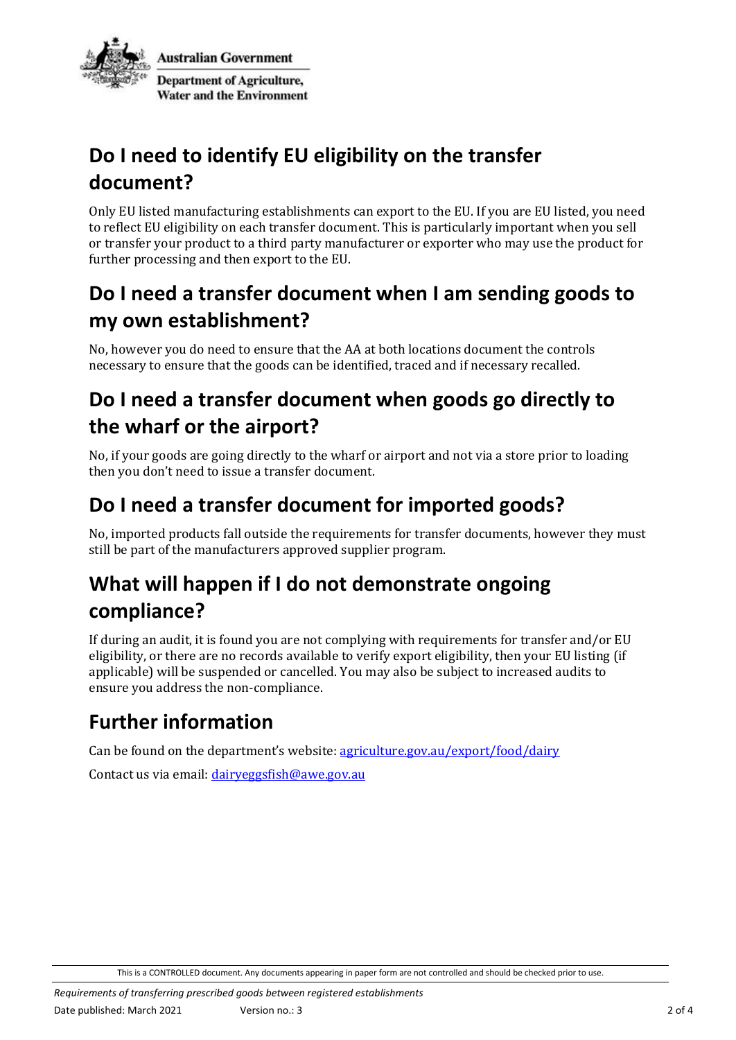## Do I need to identify EU eligibility on the transfer document?

Only EU listed manufacturing establishments can export to the EU. If you are EU listed, you need to reflect EU eligibility on each transfer document. This is particularly important when you sell or transfer your product to a third party manufacturer or exporter who may use the product for further processing and then export to the EU.

## Do I need a transfer document when I am sending goods to my own establishment?

No, however you do need to ensure that the AA at both locations document the controls necessary to ensure that the goods can be identified, traced and if necessary recalled.

## Do I need a transfer document when goods go directly to the wharf or the airport?

No, if your goods are going directly to the wharf or airport and not via a store prior to loading then you don't need to issue a transfer document.

## Do I need a transfer document for imported goods?

No, imported products fall outside the requirements for transfer documents, however they must still be part of the manufacturers approved supplier program.

## What will happen if I do not demonstrate ongoing compliance?

If during an audit, it is found you are not complying with requirements for transfer and/or EU eligibility, or there are no records available to verify export eligibility, then your EU listing (if applicable) will be suspended or cancelled. You may also be subject to increased audits to ensure you address the non-compliance.

## Further information

Can be found on the department's website: [agriculture.gov.au/export/food/dairy](agriculture.gov.au/export/food/dairy)

Contact us via email: [dairyeggsfish@awe.gov.au](mailto:dairyeggsfish@awe.gov.au)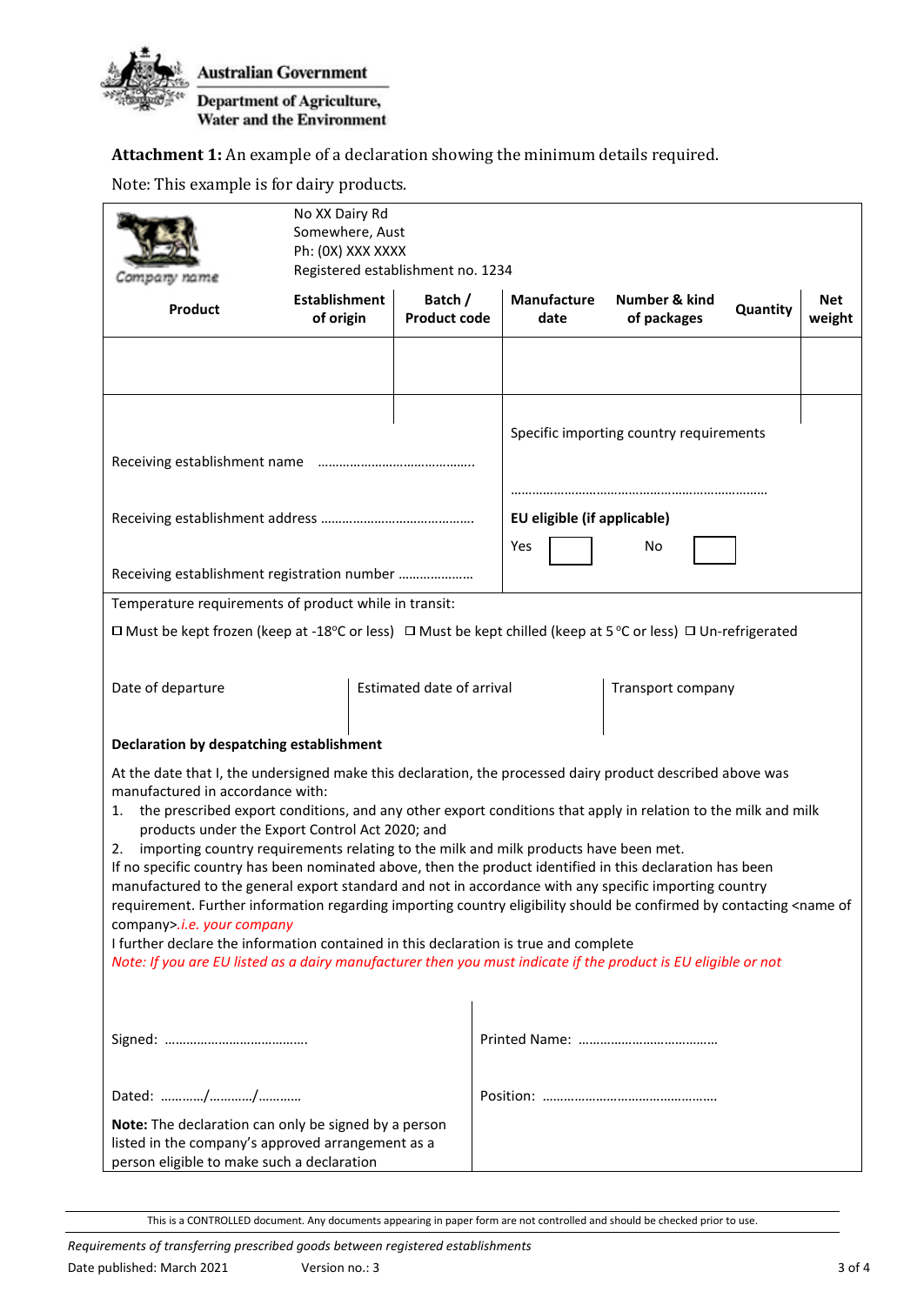**Attachment 1:** An example of a declaration showing the minimum details required.

Note: This example is for dairy products.

Company name

No XX Dairy Rd
Somewhere, Aust
Ph: (0X) XXX XXXX
Registered establishment no. 1234

| Product | Establishment of origin | Batch / Product code | Manufacture date | Number & kind of packages | Quantity | Net weight |
|---|---|---|---|---|---|---|
| | | | | | | |

Receiving establishment name ……………………………………

Receiving establishment address ……………………………………

Receiving establishment registration number …………………

Specific importing country requirements

……………………………………………………………………

**EU eligible (if applicable)**

Yes ☐ No ☐

Temperature requirements of product while in transit:

☐ Must be kept frozen (keep at -18°C or less) ☐ Must be kept chilled (keep at 5 °C or less) ☐ Un-refrigerated

| Date of departure | Estimated date of arrival | Transport company |
|---|---|---|
| | | |

**Declaration by despatching establishment**

At the date that I, the undersigned make this declaration, the processed dairy product described above was manufactured in accordance with:

1. the prescribed export conditions, and any other export conditions that apply in relation to the milk and milk products under the Export Control Act 2020; and
2. importing country requirements relating to the milk and milk products have been met.

If no specific country has been nominated above, then the product identified in this declaration has been manufactured to the general export standard and not in accordance with any specific importing country requirement. Further information regarding importing country eligibility should be confirmed by contacting <name of company>.*i.e. your company*

I further declare the information contained in this declaration is true and complete

*Note: If you are EU listed as a dairy manufacturer then you must indicate if the product is EU eligible or not*

Signed: …………………………………

Printed Name: …………………………………

Dated: ………../………../………..

Position: …………………………………………

**Note:** The declaration can only be signed by a person listed in the company's approved arrangement as a person eligible to make such a declaration